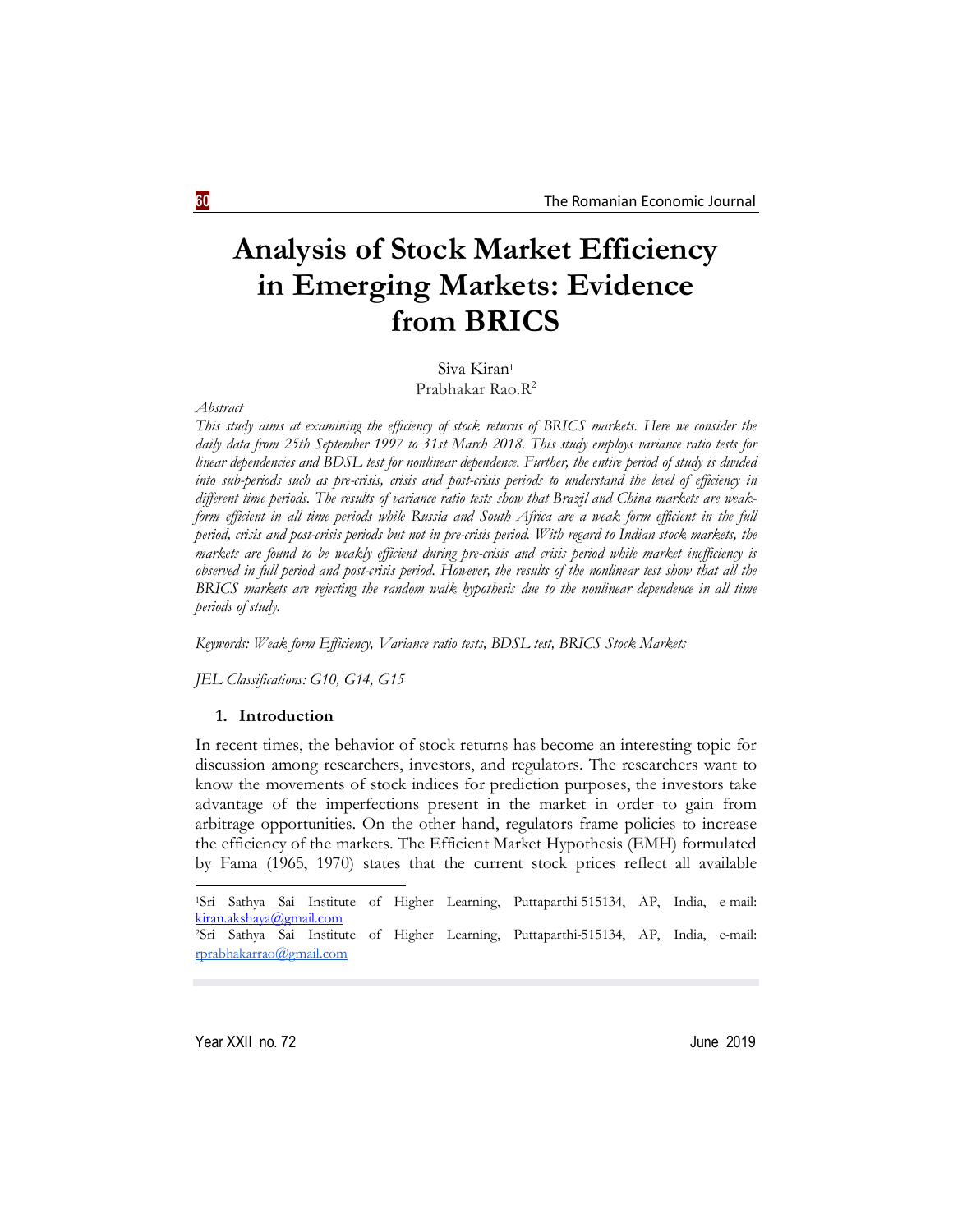# Analysis of Stock Market Efficiency in Emerging Markets: Evidence from BRICS

Siva Kiran[1]
Prabhakar Rao.R[2]

*Abstract*

*This study aims at examining the efficiency of stock returns of BRICS markets. Here we consider the daily data from 25th September 1997 to 31st March 2018. This study employs variance ratio tests for linear dependencies and BDSL test for nonlinear dependence. Further, the entire period of study is divided into sub-periods such as pre-crisis, crisis and post-crisis periods to understand the level of efficiency in different time periods. The results of variance ratio tests show that Brazil and China markets are weak-form efficient in all time periods while Russia and South Africa are a weak form efficient in the full period, crisis and post-crisis periods but not in pre-crisis period. With regard to Indian stock markets, the markets are found to be weakly efficient during pre-crisis and crisis period while market inefficiency is observed in full period and post-crisis period. However, the results of the nonlinear test show that all the BRICS markets are rejecting the random walk hypothesis due to the nonlinear dependence in all time periods of study.*

*Keywords: Weak form Efficiency, Variance ratio tests, BDSL test, BRICS Stock Markets*

*JEL Classifications: G10, G14, G15*

## 1. Introduction

In recent times, the behavior of stock returns has become an interesting topic for discussion among researchers, investors, and regulators. The researchers want to know the movements of stock indices for prediction purposes, the investors take advantage of the imperfections present in the market in order to gain from arbitrage opportunities. On the other hand, regulators frame policies to increase the efficiency of the markets. The Efficient Market Hypothesis (EMH) formulated by Fama (1965, 1970) states that the current stock prices reflect all available

[1]Sri Sathya Sai Institute of Higher Learning, Puttaparthi-515134, AP, India, e-mail: kiran.akshaya@gmail.com

[2]Sri Sathya Sai Institute of Higher Learning, Puttaparthi-515134, AP, India, e-mail: rprabhakarrao@gmail.com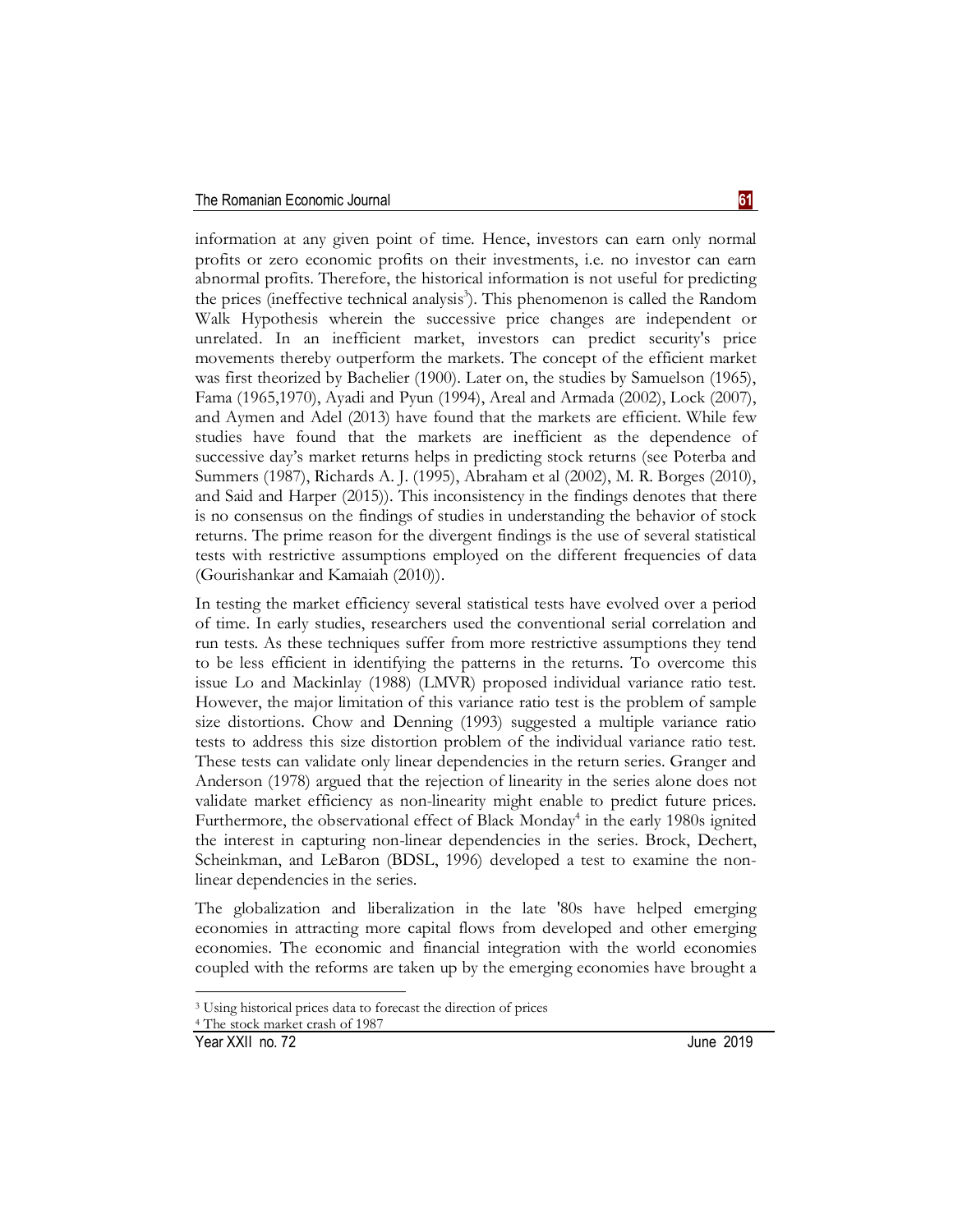information at any given point of time. Hence, investors can earn only normal profits or zero economic profits on their investments, i.e. no investor can earn abnormal profits. Therefore, the historical information is not useful for predicting the prices (ineffective technical analysis[3]). This phenomenon is called the Random Walk Hypothesis wherein the successive price changes are independent or unrelated. In an inefficient market, investors can predict security's price movements thereby outperform the markets. The concept of the efficient market was first theorized by Bachelier (1900). Later on, the studies by Samuelson (1965), Fama (1965,1970), Ayadi and Pyun (1994), Areal and Armada (2002), Lock (2007), and Aymen and Adel (2013) have found that the markets are efficient. While few studies have found that the markets are inefficient as the dependence of successive day's market returns helps in predicting stock returns (see Poterba and Summers (1987), Richards A. J. (1995), Abraham et al (2002), M. R. Borges (2010), and Said and Harper (2015)). This inconsistency in the findings denotes that there is no consensus on the findings of studies in understanding the behavior of stock returns. The prime reason for the divergent findings is the use of several statistical tests with restrictive assumptions employed on the different frequencies of data (Gourishankar and Kamaiah (2010)).

In testing the market efficiency several statistical tests have evolved over a period of time. In early studies, researchers used the conventional serial correlation and run tests. As these techniques suffer from more restrictive assumptions they tend to be less efficient in identifying the patterns in the returns. To overcome this issue Lo and Mackinlay (1988) (LMVR) proposed individual variance ratio test. However, the major limitation of this variance ratio test is the problem of sample size distortions. Chow and Denning (1993) suggested a multiple variance ratio tests to address this size distortion problem of the individual variance ratio test. These tests can validate only linear dependencies in the return series. Granger and Anderson (1978) argued that the rejection of linearity in the series alone does not validate market efficiency as non-linearity might enable to predict future prices. Furthermore, the observational effect of Black Monday[4] in the early 1980s ignited the interest in capturing non-linear dependencies in the series. Brock, Dechert, Scheinkman, and LeBaron (BDSL, 1996) developed a test to examine the non-linear dependencies in the series.

The globalization and liberalization in the late '80s have helped emerging economies in attracting more capital flows from developed and other emerging economies. The economic and financial integration with the world economies coupled with the reforms are taken up by the emerging economies have brought a

[3] Using historical prices data to forecast the direction of prices

[4] The stock market crash of 1987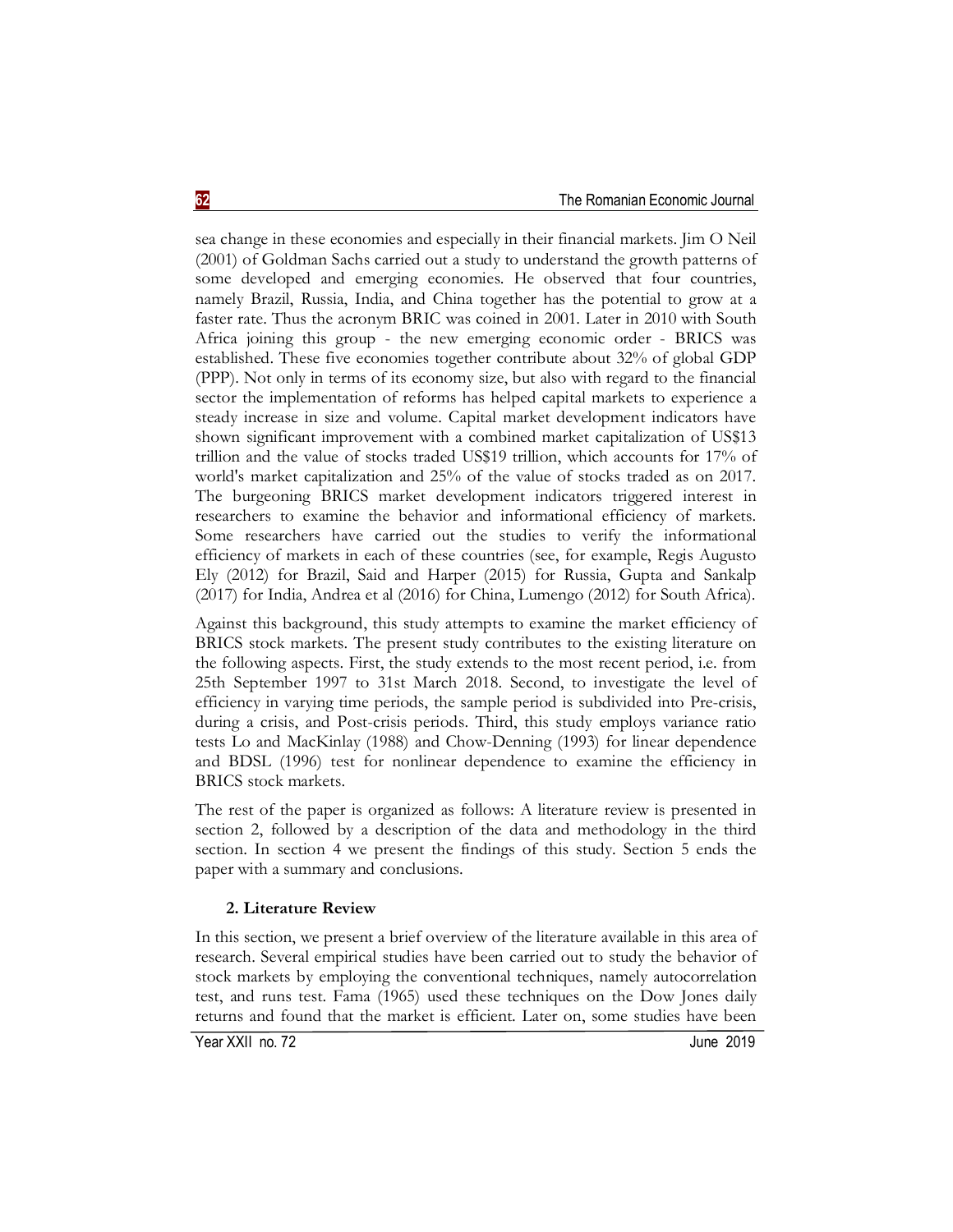sea change in these economies and especially in their financial markets. Jim O Neil (2001) of Goldman Sachs carried out a study to understand the growth patterns of some developed and emerging economies. He observed that four countries, namely Brazil, Russia, India, and China together has the potential to grow at a faster rate. Thus the acronym BRIC was coined in 2001. Later in 2010 with South Africa joining this group - the new emerging economic order - BRICS was established. These five economies together contribute about 32% of global GDP (PPP). Not only in terms of its economy size, but also with regard to the financial sector the implementation of reforms has helped capital markets to experience a steady increase in size and volume. Capital market development indicators have shown significant improvement with a combined market capitalization of US$13 trillion and the value of stocks traded US$19 trillion, which accounts for 17% of world's market capitalization and 25% of the value of stocks traded as on 2017. The burgeoning BRICS market development indicators triggered interest in researchers to examine the behavior and informational efficiency of markets. Some researchers have carried out the studies to verify the informational efficiency of markets in each of these countries (see, for example, Regis Augusto Ely (2012) for Brazil, Said and Harper (2015) for Russia, Gupta and Sankalp (2017) for India, Andrea et al (2016) for China, Lumengo (2012) for South Africa).

Against this background, this study attempts to examine the market efficiency of BRICS stock markets. The present study contributes to the existing literature on the following aspects. First, the study extends to the most recent period, i.e. from 25th September 1997 to 31st March 2018. Second, to investigate the level of efficiency in varying time periods, the sample period is subdivided into Pre-crisis, during a crisis, and Post-crisis periods. Third, this study employs variance ratio tests Lo and MacKinlay (1988) and Chow-Denning (1993) for linear dependence and BDSL (1996) test for nonlinear dependence to examine the efficiency in BRICS stock markets.

The rest of the paper is organized as follows: A literature review is presented in section 2, followed by a description of the data and methodology in the third section. In section 4 we present the findings of this study. Section 5 ends the paper with a summary and conclusions.

## 2. Literature Review

In this section, we present a brief overview of the literature available in this area of research. Several empirical studies have been carried out to study the behavior of stock markets by employing the conventional techniques, namely autocorrelation test, and runs test. Fama (1965) used these techniques on the Dow Jones daily returns and found that the market is efficient. Later on, some studies have been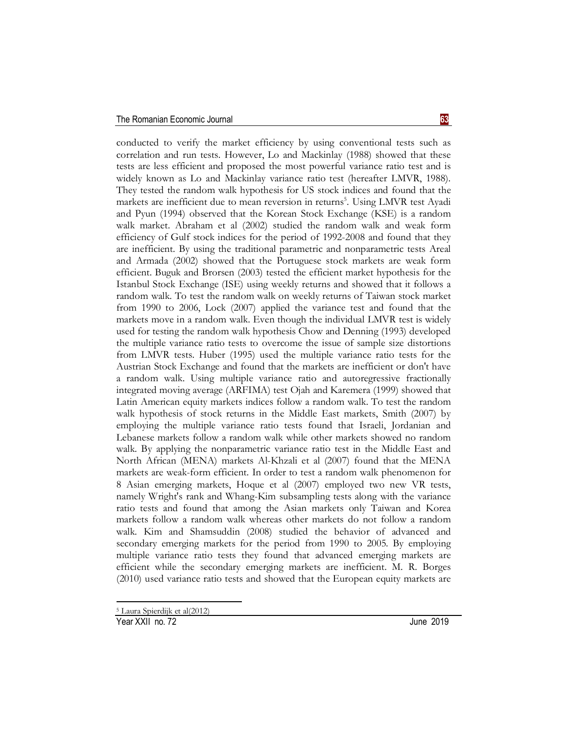conducted to verify the market efficiency by using conventional tests such as correlation and run tests. However, Lo and Mackinlay (1988) showed that these tests are less efficient and proposed the most powerful variance ratio test and is widely known as Lo and Mackinlay variance ratio test (hereafter LMVR, 1988). They tested the random walk hypothesis for US stock indices and found that the markets are inefficient due to mean reversion in returns[5]. Using LMVR test Ayadi and Pyun (1994) observed that the Korean Stock Exchange (KSE) is a random walk market. Abraham et al (2002) studied the random walk and weak form efficiency of Gulf stock indices for the period of 1992-2008 and found that they are inefficient. By using the traditional parametric and nonparametric tests Areal and Armada (2002) showed that the Portuguese stock markets are weak form efficient. Buguk and Brorsen (2003) tested the efficient market hypothesis for the Istanbul Stock Exchange (ISE) using weekly returns and showed that it follows a random walk. To test the random walk on weekly returns of Taiwan stock market from 1990 to 2006, Lock (2007) applied the variance test and found that the markets move in a random walk. Even though the individual LMVR test is widely used for testing the random walk hypothesis Chow and Denning (1993) developed the multiple variance ratio tests to overcome the issue of sample size distortions from LMVR tests. Huber (1995) used the multiple variance ratio tests for the Austrian Stock Exchange and found that the markets are inefficient or don't have a random walk. Using multiple variance ratio and autoregressive fractionally integrated moving average (ARFIMA) test Ojah and Karemera (1999) showed that Latin American equity markets indices follow a random walk. To test the random walk hypothesis of stock returns in the Middle East markets, Smith (2007) by employing the multiple variance ratio tests found that Israeli, Jordanian and Lebanese markets follow a random walk while other markets showed no random walk. By applying the nonparametric variance ratio test in the Middle East and North African (MENA) markets Al-Khzali et al (2007) found that the MENA markets are weak-form efficient. In order to test a random walk phenomenon for 8 Asian emerging markets, Hoque et al (2007) employed two new VR tests, namely Wright's rank and Whang-Kim subsampling tests along with the variance ratio tests and found that among the Asian markets only Taiwan and Korea markets follow a random walk whereas other markets do not follow a random walk. Kim and Shamsuddin (2008) studied the behavior of advanced and secondary emerging markets for the period from 1990 to 2005. By employing multiple variance ratio tests they found that advanced emerging markets are efficient while the secondary emerging markets are inefficient. M. R. Borges (2010) used variance ratio tests and showed that the European equity markets are

[5] Laura Spierdijk et al(2012)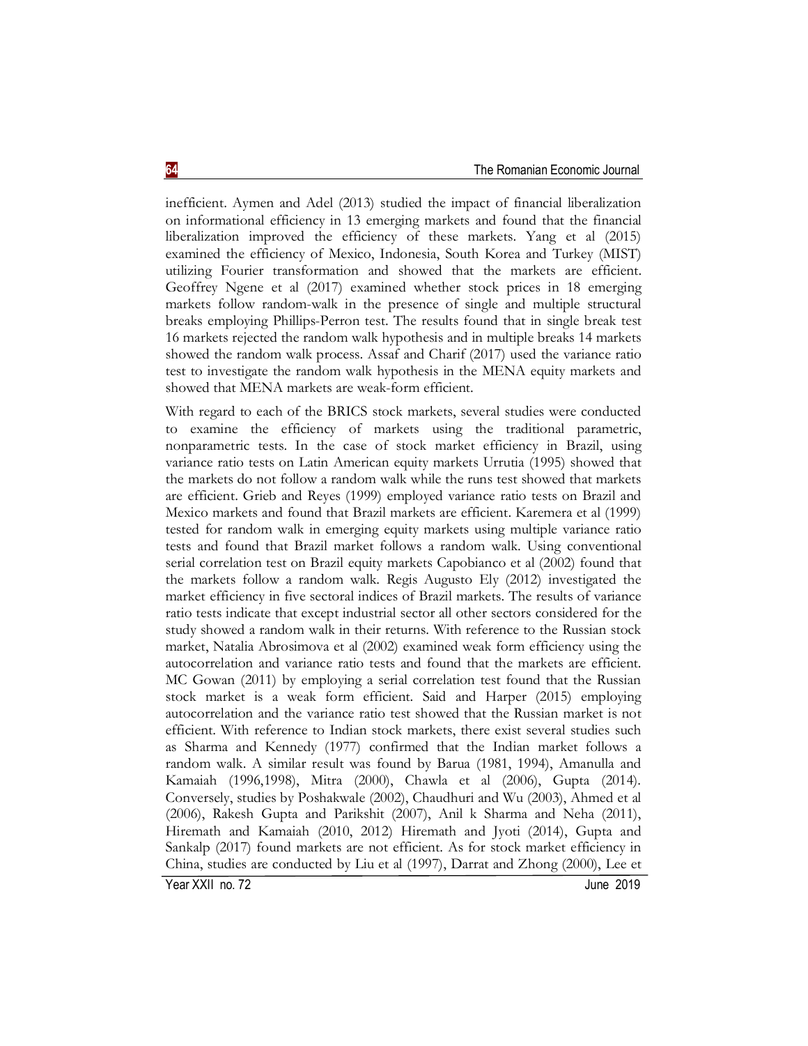inefficient. Aymen and Adel (2013) studied the impact of financial liberalization on informational efficiency in 13 emerging markets and found that the financial liberalization improved the efficiency of these markets. Yang et al (2015) examined the efficiency of Mexico, Indonesia, South Korea and Turkey (MIST) utilizing Fourier transformation and showed that the markets are efficient. Geoffrey Ngene et al (2017) examined whether stock prices in 18 emerging markets follow random-walk in the presence of single and multiple structural breaks employing Phillips-Perron test. The results found that in single break test 16 markets rejected the random walk hypothesis and in multiple breaks 14 markets showed the random walk process. Assaf and Charif (2017) used the variance ratio test to investigate the random walk hypothesis in the MENA equity markets and showed that MENA markets are weak-form efficient.

With regard to each of the BRICS stock markets, several studies were conducted to examine the efficiency of markets using the traditional parametric, nonparametric tests. In the case of stock market efficiency in Brazil, using variance ratio tests on Latin American equity markets Urrutia (1995) showed that the markets do not follow a random walk while the runs test showed that markets are efficient. Grieb and Reyes (1999) employed variance ratio tests on Brazil and Mexico markets and found that Brazil markets are efficient. Karemera et al (1999) tested for random walk in emerging equity markets using multiple variance ratio tests and found that Brazil market follows a random walk. Using conventional serial correlation test on Brazil equity markets Capobianco et al (2002) found that the markets follow a random walk. Regis Augusto Ely (2012) investigated the market efficiency in five sectoral indices of Brazil markets. The results of variance ratio tests indicate that except industrial sector all other sectors considered for the study showed a random walk in their returns. With reference to the Russian stock market, Natalia Abrosimova et al (2002) examined weak form efficiency using the autocorrelation and variance ratio tests and found that the markets are efficient. MC Gowan (2011) by employing a serial correlation test found that the Russian stock market is a weak form efficient. Said and Harper (2015) employing autocorrelation and the variance ratio test showed that the Russian market is not efficient. With reference to Indian stock markets, there exist several studies such as Sharma and Kennedy (1977) confirmed that the Indian market follows a random walk. A similar result was found by Barua (1981, 1994), Amanulla and Kamaiah (1996,1998), Mitra (2000), Chawla et al (2006), Gupta (2014). Conversely, studies by Poshakwale (2002), Chaudhuri and Wu (2003), Ahmed et al (2006), Rakesh Gupta and Parikshit (2007), Anil k Sharma and Neha (2011), Hiremath and Kamaiah (2010, 2012) Hiremath and Jyoti (2014), Gupta and Sankalp (2017) found markets are not efficient. As for stock market efficiency in China, studies are conducted by Liu et al (1997), Darrat and Zhong (2000), Lee et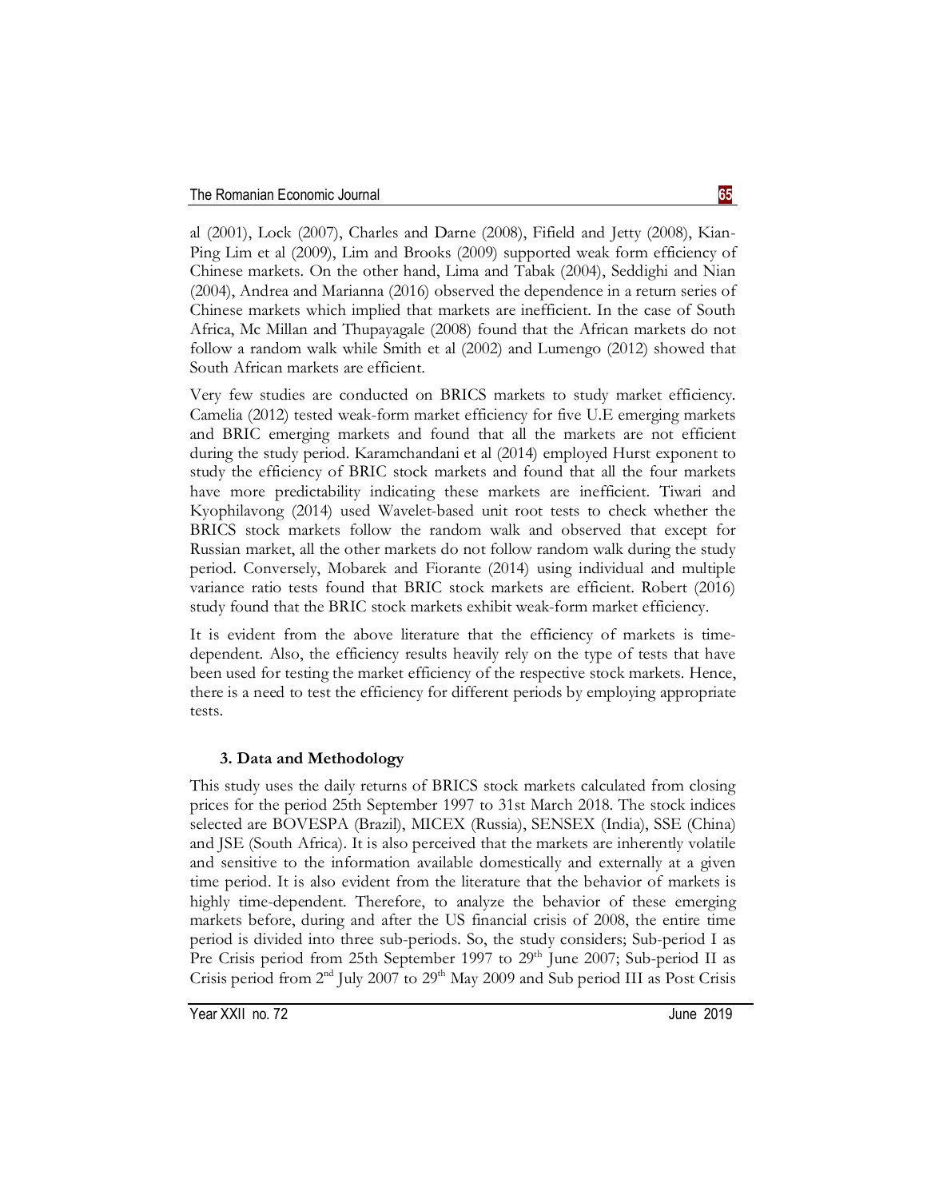al (2001), Lock (2007), Charles and Darne (2008), Fifield and Jetty (2008), Kian-Ping Lim et al (2009), Lim and Brooks (2009) supported weak form efficiency of Chinese markets. On the other hand, Lima and Tabak (2004), Seddighi and Nian (2004), Andrea and Marianna (2016) observed the dependence in a return series of Chinese markets which implied that markets are inefficient. In the case of South Africa, Mc Millan and Thupayagale (2008) found that the African markets do not follow a random walk while Smith et al (2002) and Lumengo (2012) showed that South African markets are efficient.

Very few studies are conducted on BRICS markets to study market efficiency. Camelia (2012) tested weak-form market efficiency for five U.E emerging markets and BRIC emerging markets and found that all the markets are not efficient during the study period. Karamchandani et al (2014) employed Hurst exponent to study the efficiency of BRIC stock markets and found that all the four markets have more predictability indicating these markets are inefficient. Tiwari and Kyophilavong (2014) used Wavelet-based unit root tests to check whether the BRICS stock markets follow the random walk and observed that except for Russian market, all the other markets do not follow random walk during the study period. Conversely, Mobarek and Fiorante (2014) using individual and multiple variance ratio tests found that BRIC stock markets are efficient. Robert (2016) study found that the BRIC stock markets exhibit weak-form market efficiency.

It is evident from the above literature that the efficiency of markets is time-dependent. Also, the efficiency results heavily rely on the type of tests that have been used for testing the market efficiency of the respective stock markets. Hence, there is a need to test the efficiency for different periods by employing appropriate tests.

## 3. Data and Methodology

This study uses the daily returns of BRICS stock markets calculated from closing prices for the period 25th September 1997 to 31st March 2018. The stock indices selected are BOVESPA (Brazil), MICEX (Russia), SENSEX (India), SSE (China) and JSE (South Africa). It is also perceived that the markets are inherently volatile and sensitive to the information available domestically and externally at a given time period. It is also evident from the literature that the behavior of markets is highly time-dependent. Therefore, to analyze the behavior of these emerging markets before, during and after the US financial crisis of 2008, the entire time period is divided into three sub-periods. So, the study considers; Sub-period I as Pre Crisis period from 25th September 1997 to 29th June 2007; Sub-period II as Crisis period from 2nd July 2007 to 29th May 2009 and Sub period III as Post Crisis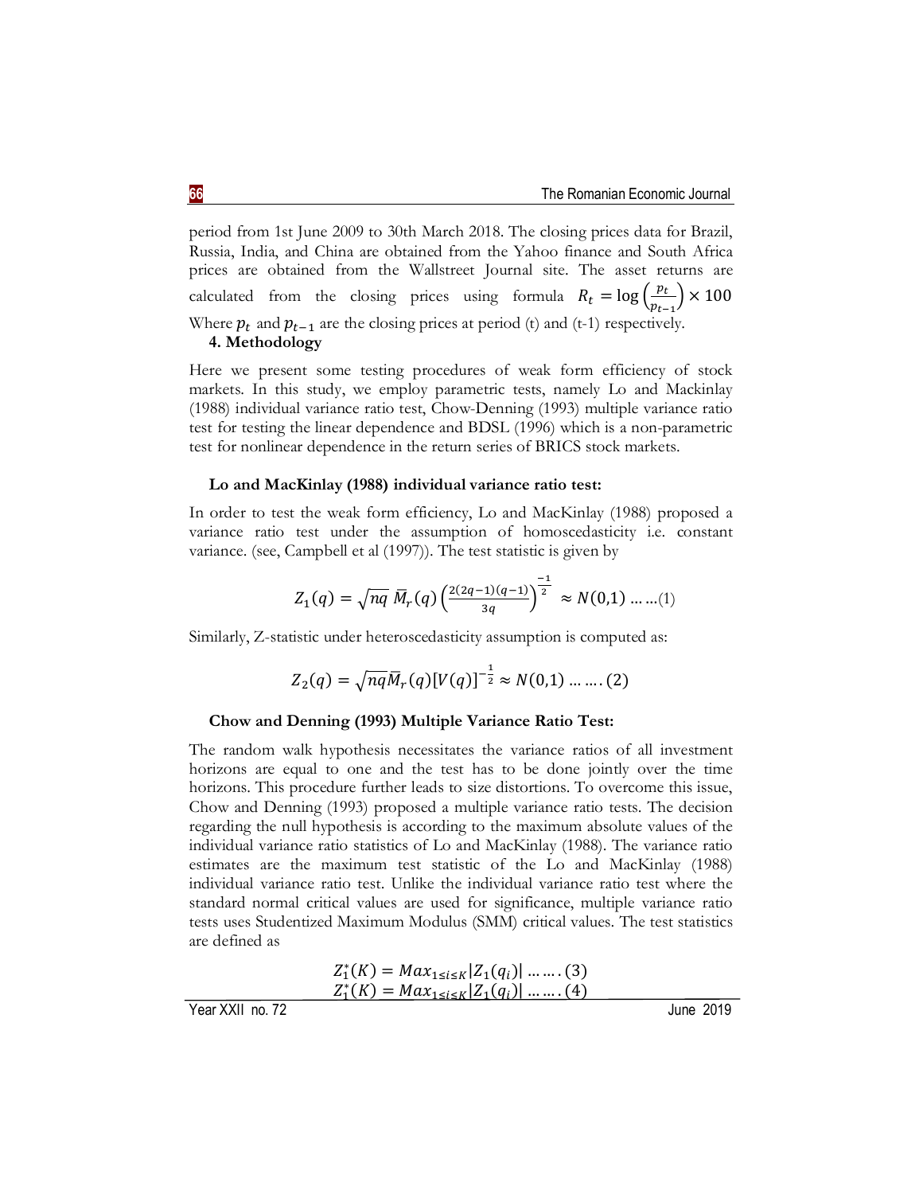period from 1st June 2009 to 30th March 2018. The closing prices data for Brazil, Russia, India, and China are obtained from the Yahoo finance and South Africa prices are obtained from the Wallstreet Journal site. The asset returns are calculated from the closing prices using formula $R_t = \log\left(\frac{p_t}{p_{t-1}}\right) \times 100$ Where $p_t$ and $p_{t-1}$ are the closing prices at period (t) and (t-1) respectively.

**4. Methodology**

Here we present some testing procedures of weak form efficiency of stock markets. In this study, we employ parametric tests, namely Lo and Mackinlay (1988) individual variance ratio test, Chow-Denning (1993) multiple variance ratio test for testing the linear dependence and BDSL (1996) which is a non-parametric test for nonlinear dependence in the return series of BRICS stock markets.

**Lo and MacKinlay (1988) individual variance ratio test:**

In order to test the weak form efficiency, Lo and MacKinlay (1988) proposed a variance ratio test under the assumption of homoscedasticity i.e. constant variance. (see, Campbell et al (1997)). The test statistic is given by

$$Z_1(q) = \sqrt{nq}\ \bar{M}_r(q)\left(\frac{2(2q-1)(q-1)}{3q}\right)^{\frac{-1}{2}} \approx N(0,1) \dots\dots(1)$$

Similarly, Z-statistic under heteroscedasticity assumption is computed as:

$$Z_2(q) = \sqrt{nq}\bar{M}_r(q)[V(q)]^{-\frac{1}{2}} \approx N(0,1) \dots\dots(2)$$

**Chow and Denning (1993) Multiple Variance Ratio Test:**

The random walk hypothesis necessitates the variance ratios of all investment horizons are equal to one and the test has to be done jointly over the time horizons. This procedure further leads to size distortions. To overcome this issue, Chow and Denning (1993) proposed a multiple variance ratio tests. The decision regarding the null hypothesis is according to the maximum absolute values of the individual variance ratio statistics of Lo and MacKinlay (1988). The variance ratio estimates are the maximum test statistic of the Lo and MacKinlay (1988) individual variance ratio test. Unlike the individual variance ratio test where the standard normal critical values are used for significance, multiple variance ratio tests uses Studentized Maximum Modulus (SMM) critical values. The test statistics are defined as

$$Z_1^*(K) = Max_{1\le i\le K}|Z_1(q_i)| \dots\dots(3)$$

$$Z_1^*(K) = Max_{1\le i\le K}|Z_1(q_i)| \dots\dots(4)$$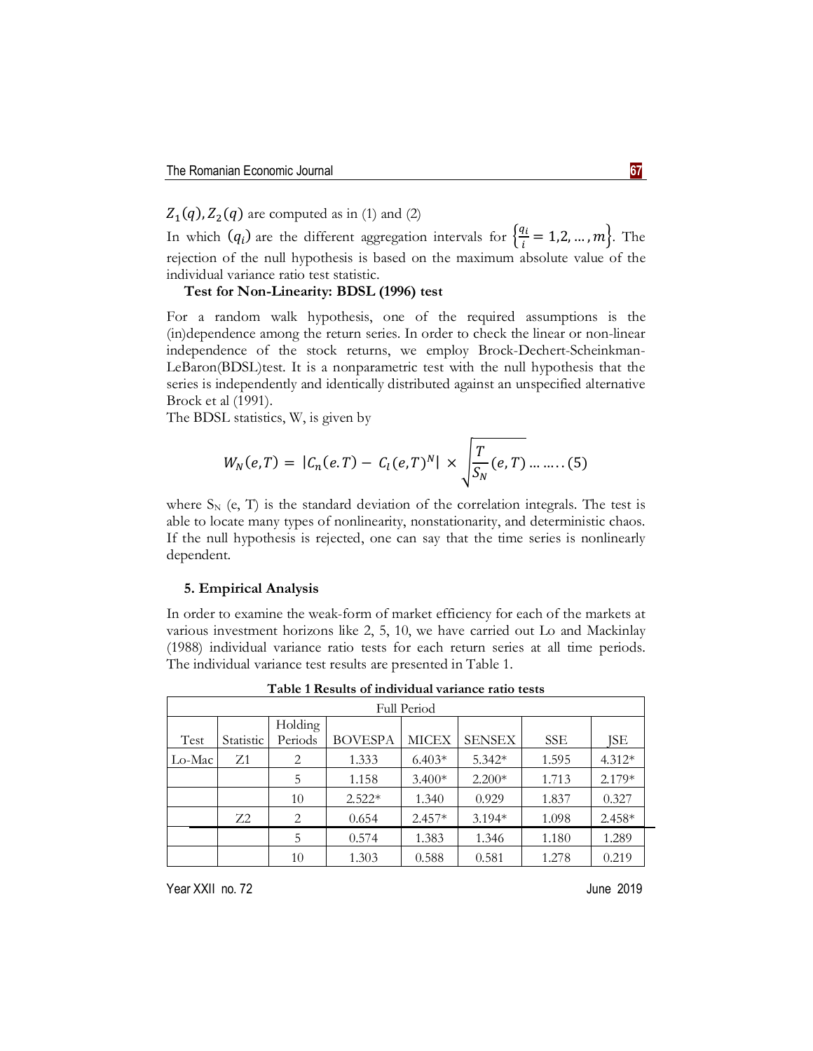$Z_1(q), Z_2(q)$ are computed as in (1) and (2)

In which $(q_i)$ are the different aggregation intervals for $\left\{\frac{q_i}{i} = 1,2,\ldots,m\right\}$. The rejection of the null hypothesis is based on the maximum absolute value of the individual variance ratio test statistic.

**Test for Non-Linearity: BDSL (1996) test**

For a random walk hypothesis, one of the required assumptions is the (in)dependence among the return series. In order to check the linear or non-linear independence of the stock returns, we employ Brock-Dechert-Scheinkman-LeBaron(BDSL)test. It is a nonparametric test with the null hypothesis that the series is independently and identically distributed against an unspecified alternative Brock et al (1991).

The BDSL statistics, W, is given by

$$W_N(e,T) = |C_n(e.T) - C_l(e,T)^N| \times \sqrt{\frac{T}{S_N}(e,T)} \ldots\ldots(5)$$

where $S_N$ (e, T) is the standard deviation of the correlation integrals. The test is able to locate many types of nonlinearity, nonstationarity, and deterministic chaos. If the null hypothesis is rejected, one can say that the time series is nonlinearly dependent.

## 5. Empirical Analysis

In order to examine the weak-form of market efficiency for each of the markets at various investment horizons like 2, 5, 10, we have carried out Lo and Mackinlay (1988) individual variance ratio tests for each return series at all time periods. The individual variance test results are presented in Table 1.

**Table 1 Results of individual variance ratio tests**

| Full Period | | | | | | | |
|---|---|---|---|---|---|---|---|
| Test | Statistic | Holding Periods | BOVESPA | MICEX | SENSEX | SSE | JSE |
| Lo-Mac | Z1 | 2 | 1.333 | 6.403* | 5.342* | 1.595 | 4.312* |
| | | 5 | 1.158 | 3.400* | 2.200* | 1.713 | 2.179* |
| | | 10 | 2.522* | 1.340 | 0.929 | 1.837 | 0.327 |
| | Z2 | 2 | 0.654 | 2.457* | 3.194* | 1.098 | 2.458* |
| | | 5 | 0.574 | 1.383 | 1.346 | 1.180 | 1.289 |
| | | 10 | 1.303 | 0.588 | 0.581 | 1.278 | 0.219 |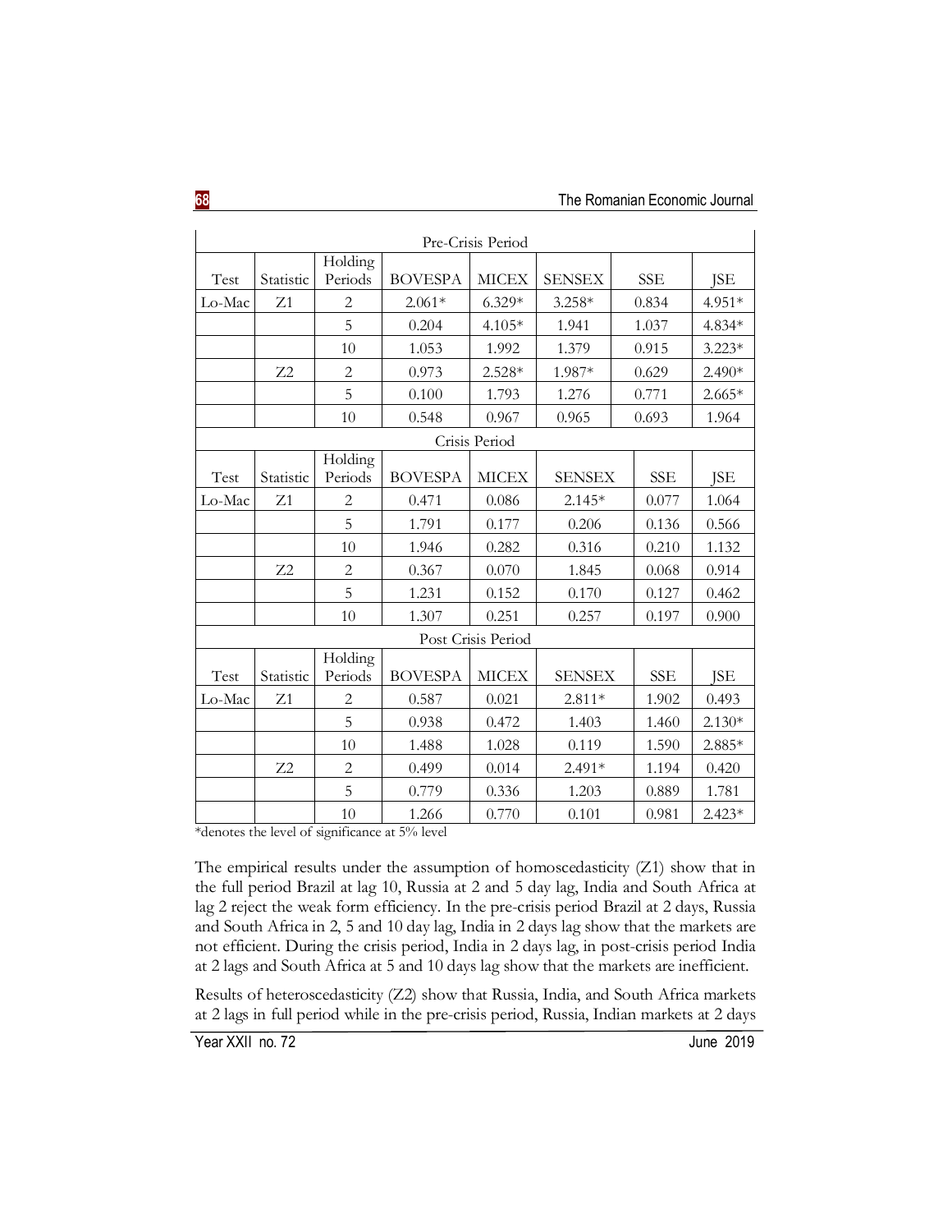| Pre-Crisis Period | | | | | | | |
|---|---|---|---|---|---|---|---|
| Test | Statistic | Holding Periods | BOVESPA | MICEX | SENSEX | SSE | JSE |
| Lo-Mac | Z1 | 2 | 2.061* | 6.329* | 3.258* | 0.834 | 4.951* |
| | | 5 | 0.204 | 4.105* | 1.941 | 1.037 | 4.834* |
| | | 10 | 1.053 | 1.992 | 1.379 | 0.915 | 3.223* |
| | Z2 | 2 | 0.973 | 2.528* | 1.987* | 0.629 | 2.490* |
| | | 5 | 0.100 | 1.793 | 1.276 | 0.771 | 2.665* |
| | | 10 | 0.548 | 0.967 | 0.965 | 0.693 | 1.964 |
| Crisis Period | | | | | | | |
| Test | Statistic | Holding Periods | BOVESPA | MICEX | SENSEX | SSE | JSE |
| Lo-Mac | Z1 | 2 | 0.471 | 0.086 | 2.145* | 0.077 | 1.064 |
| | | 5 | 1.791 | 0.177 | 0.206 | 0.136 | 0.566 |
| | | 10 | 1.946 | 0.282 | 0.316 | 0.210 | 1.132 |
| | Z2 | 2 | 0.367 | 0.070 | 1.845 | 0.068 | 0.914 |
| | | 5 | 1.231 | 0.152 | 0.170 | 0.127 | 0.462 |
| | | 10 | 1.307 | 0.251 | 0.257 | 0.197 | 0.900 |
| Post Crisis Period | | | | | | | |
| Test | Statistic | Holding Periods | BOVESPA | MICEX | SENSEX | SSE | JSE |
| Lo-Mac | Z1 | 2 | 0.587 | 0.021 | 2.811* | 1.902 | 0.493 |
| | | 5 | 0.938 | 0.472 | 1.403 | 1.460 | 2.130* |
| | | 10 | 1.488 | 1.028 | 0.119 | 1.590 | 2.885* |
| | Z2 | 2 | 0.499 | 0.014 | 2.491* | 1.194 | 0.420 |
| | | 5 | 0.779 | 0.336 | 1.203 | 0.889 | 1.781 |
| | | 10 | 1.266 | 0.770 | 0.101 | 0.981 | 2.423* |

*denotes the level of significance at 5% level

The empirical results under the assumption of homoscedasticity (Z1) show that in the full period Brazil at lag 10, Russia at 2 and 5 day lag, India and South Africa at lag 2 reject the weak form efficiency. In the pre-crisis period Brazil at 2 days, Russia and South Africa in 2, 5 and 10 day lag, India in 2 days lag show that the markets are not efficient. During the crisis period, India in 2 days lag, in post-crisis period India at 2 lags and South Africa at 5 and 10 days lag show that the markets are inefficient.

Results of heteroscedasticity (Z2) show that Russia, India, and South Africa markets at 2 lags in full period while in the pre-crisis period, Russia, Indian markets at 2 days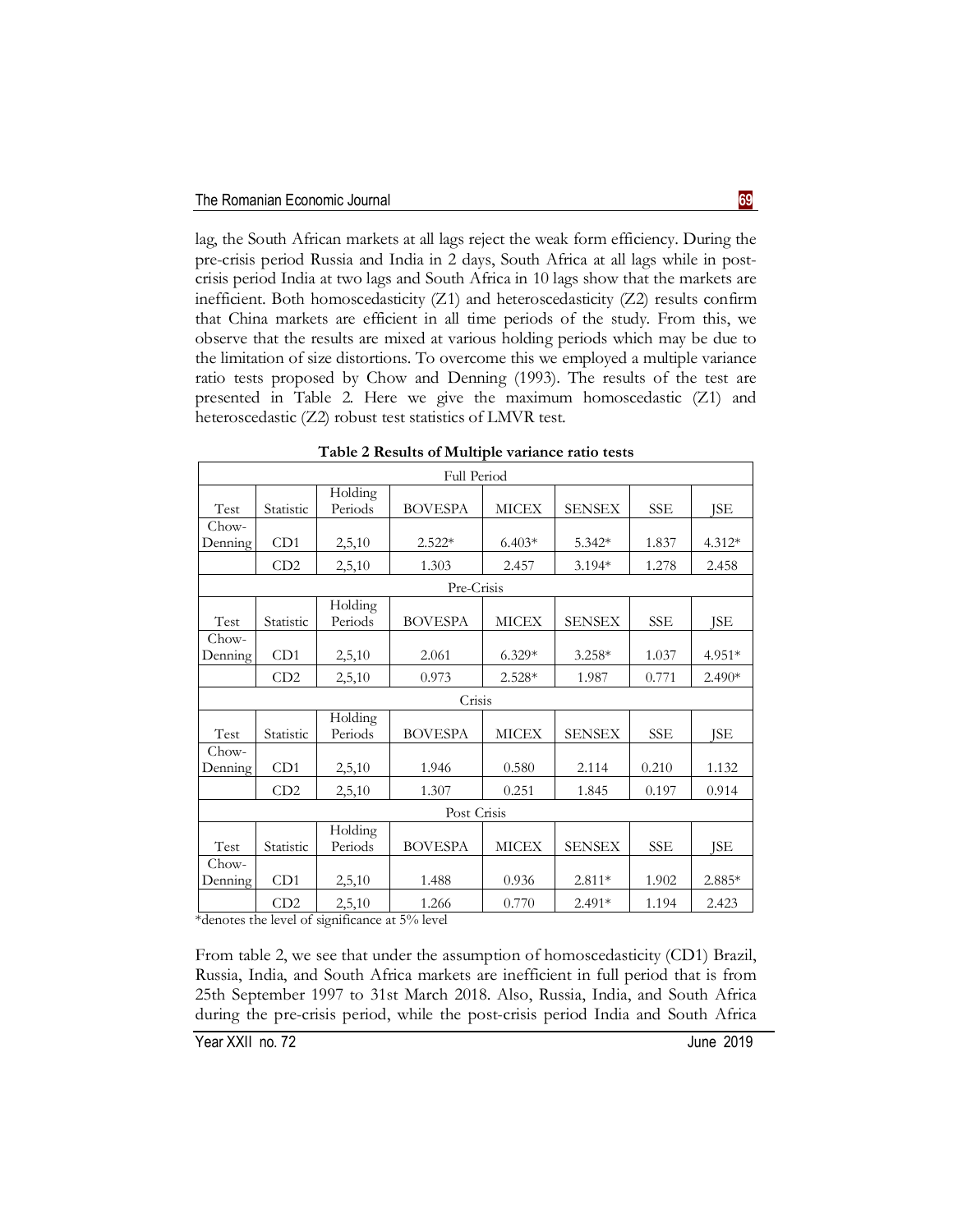lag, the South African markets at all lags reject the weak form efficiency. During the pre-crisis period Russia and India in 2 days, South Africa at all lags while in post-crisis period India at two lags and South Africa in 10 lags show that the markets are inefficient. Both homoscedasticity (Z1) and heteroscedasticity (Z2) results confirm that China markets are efficient in all time periods of the study. From this, we observe that the results are mixed at various holding periods which may be due to the limitation of size distortions. To overcome this we employed a multiple variance ratio tests proposed by Chow and Denning (1993). The results of the test are presented in Table 2. Here we give the maximum homoscedastic (Z1) and heteroscedastic (Z2) robust test statistics of LMVR test.

**Table 2 Results of Multiple variance ratio tests**

| Full Period | | | | | | | |
|---|---|---|---|---|---|---|---|
| Test | Statistic | Holding Periods | BOVESPA | MICEX | SENSEX | SSE | JSE |
| Chow-Denning | CD1 | 2,5,10 | 2.522* | 6.403* | 5.342* | 1.837 | 4.312* |
| | CD2 | 2,5,10 | 1.303 | 2.457 | 3.194* | 1.278 | 2.458 |
| **Pre-Crisis** | | | | | | | |
| Test | Statistic | Holding Periods | BOVESPA | MICEX | SENSEX | SSE | JSE |
| Chow-Denning | CD1 | 2,5,10 | 2.061 | 6.329* | 3.258* | 1.037 | 4.951* |
| | CD2 | 2,5,10 | 0.973 | 2.528* | 1.987 | 0.771 | 2.490* |
| **Crisis** | | | | | | | |
| Test | Statistic | Holding Periods | BOVESPA | MICEX | SENSEX | SSE | JSE |
| Chow-Denning | CD1 | 2,5,10 | 1.946 | 0.580 | 2.114 | 0.210 | 1.132 |
| | CD2 | 2,5,10 | 1.307 | 0.251 | 1.845 | 0.197 | 0.914 |
| **Post Crisis** | | | | | | | |
| Test | Statistic | Holding Periods | BOVESPA | MICEX | SENSEX | SSE | JSE |
| Chow-Denning | CD1 | 2,5,10 | 1.488 | 0.936 | 2.811* | 1.902 | 2.885* |
| | CD2 | 2,5,10 | 1.266 | 0.770 | 2.491* | 1.194 | 2.423 |

*denotes the level of significance at 5% level

From table 2, we see that under the assumption of homoscedasticity (CD1) Brazil, Russia, India, and South Africa markets are inefficient in full period that is from 25th September 1997 to 31st March 2018. Also, Russia, India, and South Africa during the pre-crisis period, while the post-crisis period India and South Africa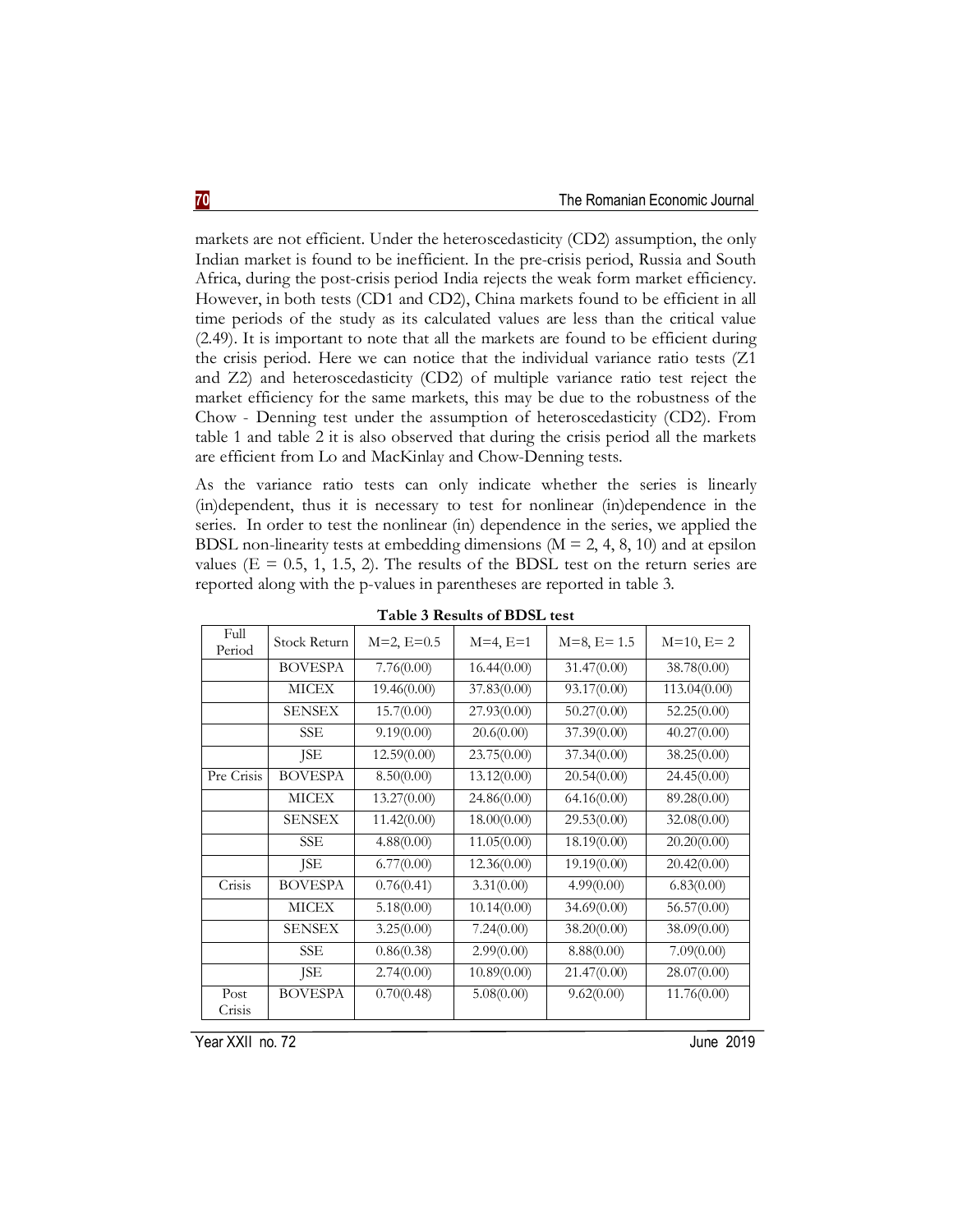markets are not efficient. Under the heteroscedasticity (CD2) assumption, the only Indian market is found to be inefficient. In the pre-crisis period, Russia and South Africa, during the post-crisis period India rejects the weak form market efficiency. However, in both tests (CD1 and CD2), China markets found to be efficient in all time periods of the study as its calculated values are less than the critical value (2.49). It is important to note that all the markets are found to be efficient during the crisis period. Here we can notice that the individual variance ratio tests (Z1 and Z2) and heteroscedasticity (CD2) of multiple variance ratio test reject the market efficiency for the same markets, this may be due to the robustness of the Chow - Denning test under the assumption of heteroscedasticity (CD2). From table 1 and table 2 it is also observed that during the crisis period all the markets are efficient from Lo and MacKinlay and Chow-Denning tests.

As the variance ratio tests can only indicate whether the series is linearly (in)dependent, thus it is necessary to test for nonlinear (in)dependence in the series. In order to test the nonlinear (in) dependence in the series, we applied the BDSL non-linearity tests at embedding dimensions (M = 2, 4, 8, 10) and at epsilon values (E = 0.5, 1, 1.5, 2). The results of the BDSL test on the return series are reported along with the p-values in parentheses are reported in table 3.

**Table 3 Results of BDSL test**

| Full Period | Stock Return | M=2, E=0.5 | M=4, E=1 | M=8, E= 1.5 | M=10, E= 2 |
|---|---|---|---|---|---|
| | BOVESPA | 7.76(0.00) | 16.44(0.00) | 31.47(0.00) | 38.78(0.00) |
| | MICEX | 19.46(0.00) | 37.83(0.00) | 93.17(0.00) | 113.04(0.00) |
| | SENSEX | 15.7(0.00) | 27.93(0.00) | 50.27(0.00) | 52.25(0.00) |
| | SSE | 9.19(0.00) | 20.6(0.00) | 37.39(0.00) | 40.27(0.00) |
| | JSE | 12.59(0.00) | 23.75(0.00) | 37.34(0.00) | 38.25(0.00) |
| Pre Crisis | BOVESPA | 8.50(0.00) | 13.12(0.00) | 20.54(0.00) | 24.45(0.00) |
| | MICEX | 13.27(0.00) | 24.86(0.00) | 64.16(0.00) | 89.28(0.00) |
| | SENSEX | 11.42(0.00) | 18.00(0.00) | 29.53(0.00) | 32.08(0.00) |
| | SSE | 4.88(0.00) | 11.05(0.00) | 18.19(0.00) | 20.20(0.00) |
| | JSE | 6.77(0.00) | 12.36(0.00) | 19.19(0.00) | 20.42(0.00) |
| Crisis | BOVESPA | 0.76(0.41) | 3.31(0.00) | 4.99(0.00) | 6.83(0.00) |
| | MICEX | 5.18(0.00) | 10.14(0.00) | 34.69(0.00) | 56.57(0.00) |
| | SENSEX | 3.25(0.00) | 7.24(0.00) | 38.20(0.00) | 38.09(0.00) |
| | SSE | 0.86(0.38) | 2.99(0.00) | 8.88(0.00) | 7.09(0.00) |
| | JSE | 2.74(0.00) | 10.89(0.00) | 21.47(0.00) | 28.07(0.00) |
| Post Crisis | BOVESPA | 0.70(0.48) | 5.08(0.00) | 9.62(0.00) | 11.76(0.00) |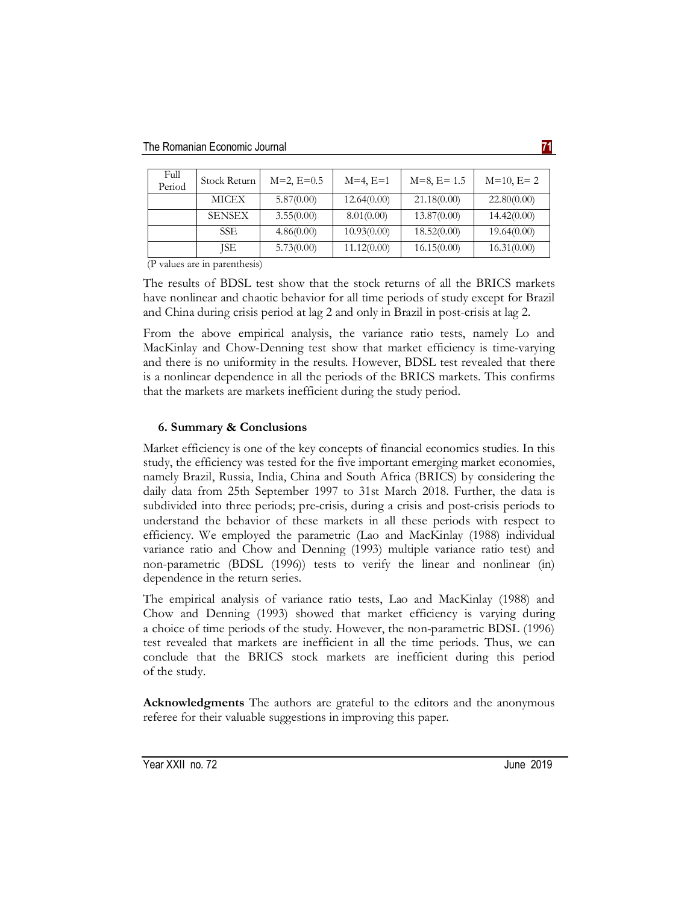| Full Period | Stock Return | M=2, E=0.5 | M=4, E=1 | M=8, E= 1.5 | M=10, E= 2 |
|---|---|---|---|---|---|
| | MICEX | 5.87(0.00) | 12.64(0.00) | 21.18(0.00) | 22.80(0.00) |
| | SENSEX | 3.55(0.00) | 8.01(0.00) | 13.87(0.00) | 14.42(0.00) |
| | SSE | 4.86(0.00) | 10.93(0.00) | 18.52(0.00) | 19.64(0.00) |
| | JSE | 5.73(0.00) | 11.12(0.00) | 16.15(0.00) | 16.31(0.00) |

(P values are in parenthesis)

The results of BDSL test show that the stock returns of all the BRICS markets have nonlinear and chaotic behavior for all time periods of study except for Brazil and China during crisis period at lag 2 and only in Brazil in post-crisis at lag 2.

From the above empirical analysis, the variance ratio tests, namely Lo and MacKinlay and Chow-Denning test show that market efficiency is time-varying and there is no uniformity in the results. However, BDSL test revealed that there is a nonlinear dependence in all the periods of the BRICS markets. This confirms that the markets are markets inefficient during the study period.

## 6. Summary & Conclusions

Market efficiency is one of the key concepts of financial economics studies. In this study, the efficiency was tested for the five important emerging market economies, namely Brazil, Russia, India, China and South Africa (BRICS) by considering the daily data from 25th September 1997 to 31st March 2018. Further, the data is subdivided into three periods; pre-crisis, during a crisis and post-crisis periods to understand the behavior of these markets in all these periods with respect to efficiency. We employed the parametric (Lao and MacKinlay (1988) individual variance ratio and Chow and Denning (1993) multiple variance ratio test) and non-parametric (BDSL (1996)) tests to verify the linear and nonlinear (in) dependence in the return series.

The empirical analysis of variance ratio tests, Lao and MacKinlay (1988) and Chow and Denning (1993) showed that market efficiency is varying during a choice of time periods of the study. However, the non-parametric BDSL (1996) test revealed that markets are inefficient in all the time periods. Thus, we can conclude that the BRICS stock markets are inefficient during this period of the study.

**Acknowledgments** The authors are grateful to the editors and the anonymous referee for their valuable suggestions in improving this paper.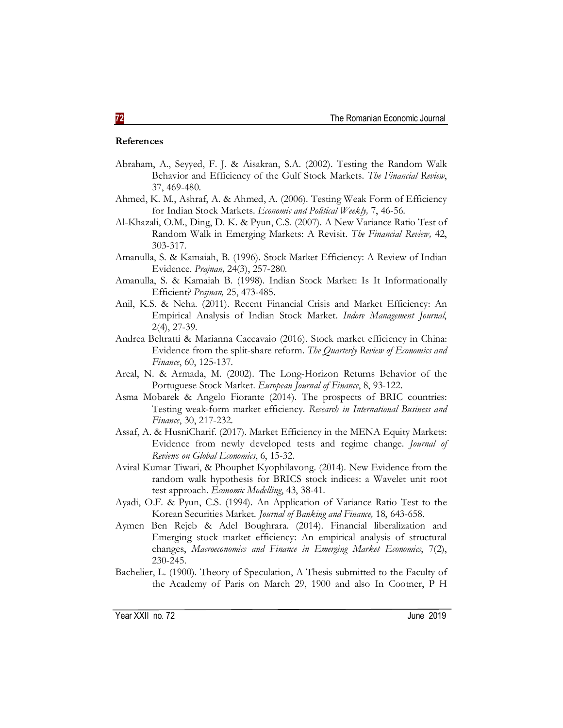**References**

Abraham, A., Seyyed, F. J. & Aisakran, S.A. (2002). Testing the Random Walk Behavior and Efficiency of the Gulf Stock Markets. *The Financial Review*, 37, 469-480.

Ahmed, K. M., Ashraf, A. & Ahmed, A. (2006). Testing Weak Form of Efficiency for Indian Stock Markets. *Economic and Political Weekly,* 7, 46-56.

Al-Khazali, O.M., Ding, D. K. & Pyun, C.S. (2007). A New Variance Ratio Test of Random Walk in Emerging Markets: A Revisit. *The Financial Review,* 42, 303-317.

Amanulla, S. & Kamaiah, B. (1996). Stock Market Efficiency: A Review of Indian Evidence. *Prajnan,* 24(3), 257-280.

Amanulla, S. & Kamaiah B. (1998). Indian Stock Market: Is It Informationally Efficient? *Prajnan,* 25, 473-485.

Anil, K.S. & Neha. (2011). Recent Financial Crisis and Market Efficiency: An Empirical Analysis of Indian Stock Market. *Indore Management Journal*, 2(4), 27-39.

Andrea Beltratti & Marianna Caccavaio (2016). Stock market efficiency in China: Evidence from the split-share reform. *The Quarterly Review of Economics and Finance*, 60, 125-137.

Areal, N. & Armada, M. (2002). The Long-Horizon Returns Behavior of the Portuguese Stock Market. *European Journal of Finance*, 8, 93-122.

Asma Mobarek & Angelo Fiorante (2014). The prospects of BRIC countries: Testing weak-form market efficiency. *Research in International Business and Finance*, 30, 217-232.

Assaf, A. & HusniCharif. (2017). Market Efficiency in the MENA Equity Markets: Evidence from newly developed tests and regime change. *Journal of Reviews on Global Economics*, 6, 15-32.

Aviral Kumar Tiwari, & Phouphet Kyophilavong. (2014). New Evidence from the random walk hypothesis for BRICS stock indices: a Wavelet unit root test approach. *Economic Modelling*, 43, 38-41.

Ayadi, O.F. & Pyun, C.S. (1994). An Application of Variance Ratio Test to the Korean Securities Market. *Journal of Banking and Finance,* 18, 643-658.

Aymen Ben Rejeb & Adel Boughrara. (2014). Financial liberalization and Emerging stock market efficiency: An empirical analysis of structural changes, *Macroeconomics and Finance in Emerging Market Economics*, 7(2), 230-245.

Bachelier, L. (1900). Theory of Speculation, A Thesis submitted to the Faculty of the Academy of Paris on March 29, 1900 and also In Cootner, P H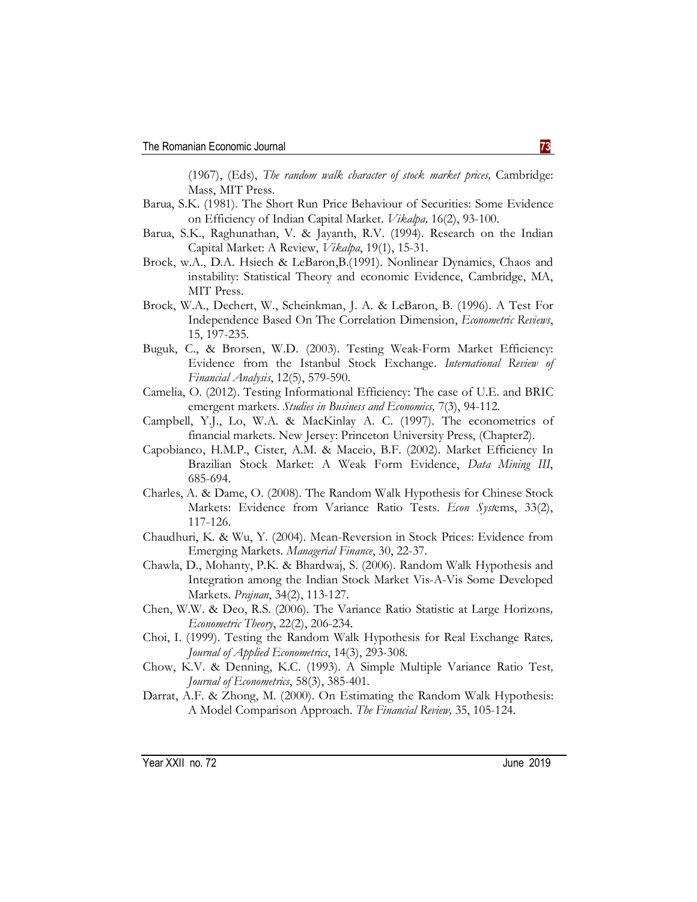(1967), (Eds), *The random walk character of stock market prices,* Cambridge: Mass, MIT Press.

Barua, S.K. (1981). The Short Run Price Behaviour of Securities: Some Evidence on Efficiency of Indian Capital Market. *Vikalpa,* 16(2), 93-100.

Barua, S.K., Raghunathan, V. & Jayanth, R.V. (1994). Research on the Indian Capital Market: A Review, *Vikalpa*, 19(1), 15-31.

Brock, w.A., D.A. Hsiech & LeBaron,B.(1991). Nonlinear Dynamics, Chaos and instability: Statistical Theory and economic Evidence, Cambridge, MA, MIT Press.

Brock, W.A., Dechert, W., Scheinkman, J. A. & LeBaron, B. (1996). A Test For Independence Based On The Correlation Dimension, *Econometric Reviews*, 15, 197-235.

Buguk, C., & Brorsen, W.D. (2003). Testing Weak-Form Market Efficiency: Evidence from the Istanbul Stock Exchange. *International Review of Financial Analysis*, 12(5), 579-590.

Camelia, O. (2012). Testing Informational Efficiency: The case of U.E. and BRIC emergent markets. *Studies in Business and Economics,* 7(3), 94-112.

Campbell, Y.J., Lo, W.A. & MacKinlay A. C. (1997). The econometrics of financial markets. New Jersey: Princeton University Press, (Chapter2).

Capobianco, H.M.P., Cister, A.M. & Maceio, B.F. (2002). Market Efficiency In Brazilian Stock Market: A Weak Form Evidence, *Data Mining III*, 685-694.

Charles, A. & Dame, O. (2008). The Random Walk Hypothesis for Chinese Stock Markets: Evidence from Variance Ratio Tests. *Econ Systems*, 33(2), 117-126.

Chaudhuri, K. & Wu, Y. (2004). Mean-Reversion in Stock Prices: Evidence from Emerging Markets. *Managerial Finance*, 30, 22-37.

Chawla, D., Mohanty, P.K. & Bhardwaj, S. (2006). Random Walk Hypothesis and Integration among the Indian Stock Market Vis-A-Vis Some Developed Markets. *Prajnan*, 34(2), 113-127.

Chen, W.W. & Deo, R.S. (2006). The Variance Ratio Statistic at Large Horizons, *Econometric Theory*, 22(2), 206-234.

Choi, I. (1999). Testing the Random Walk Hypothesis for Real Exchange Rates, *Journal of Applied Econometrics*, 14(3), 293-308.

Chow, K.V. & Denning, K.C. (1993). A Simple Multiple Variance Ratio Test, *Journal of Econometrics*, 58(3), 385-401.

Darrat, A.F. & Zhong, M. (2000). On Estimating the Random Walk Hypothesis: A Model Comparison Approach. *The Financial Review,* 35, 105-124.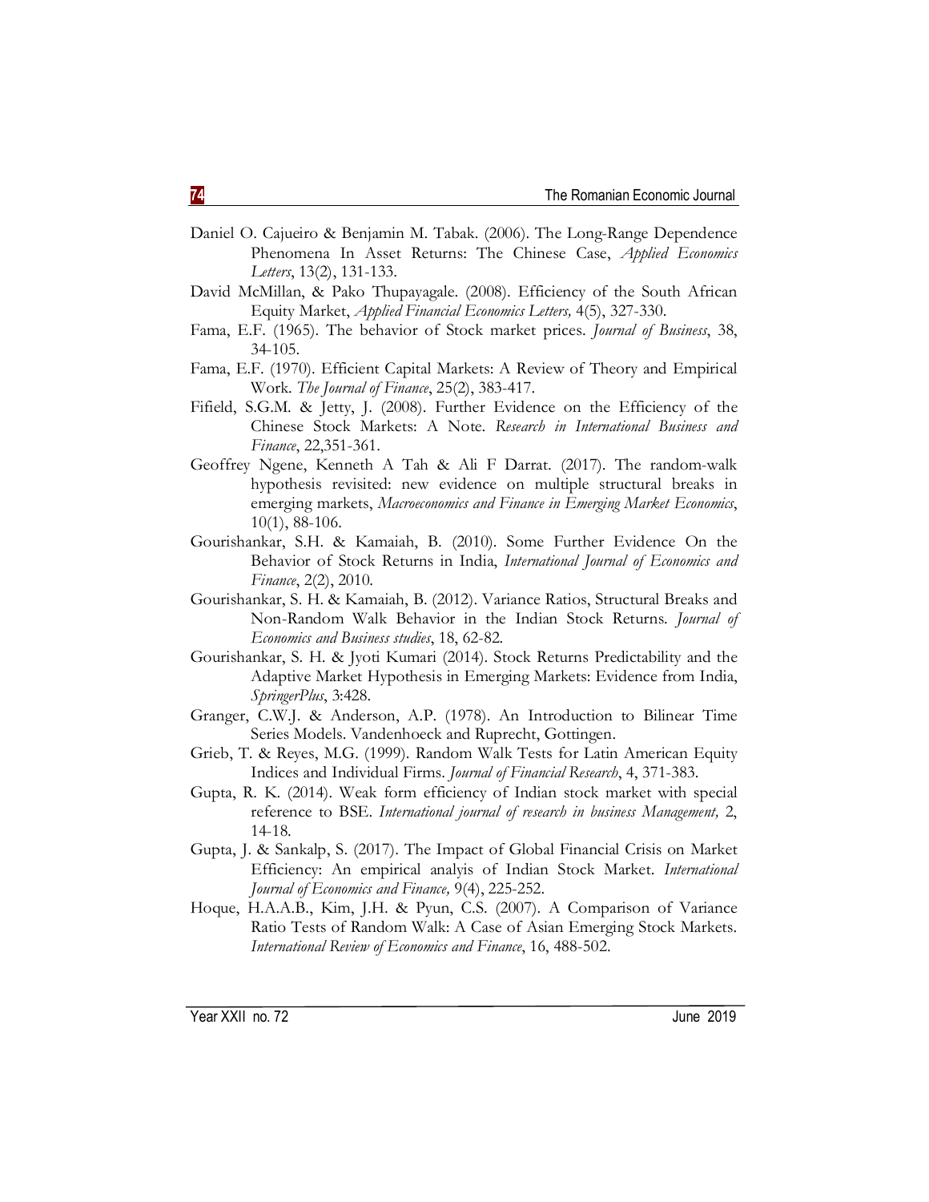Daniel O. Cajueiro & Benjamin M. Tabak. (2006). The Long-Range Dependence Phenomena In Asset Returns: The Chinese Case, *Applied Economics Letters*, 13(2), 131-133.

David McMillan, & Pako Thupayagale. (2008). Efficiency of the South African Equity Market, *Applied Financial Economics Letters,* 4(5), 327-330.

Fama, E.F. (1965). The behavior of Stock market prices. *Journal of Business*, 38, 34-105.

Fama, E.F. (1970). Efficient Capital Markets: A Review of Theory and Empirical Work. *The Journal of Finance*, 25(2), 383-417.

Fifield, S.G.M. & Jetty, J. (2008). Further Evidence on the Efficiency of the Chinese Stock Markets: A Note. *Research in International Business and Finance*, 22,351-361.

Geoffrey Ngene, Kenneth A Tah & Ali F Darrat. (2017). The random-walk hypothesis revisited: new evidence on multiple structural breaks in emerging markets, *Macroeconomics and Finance in Emerging Market Economics*, 10(1), 88-106.

Gourishankar, S.H. & Kamaiah, B. (2010). Some Further Evidence On the Behavior of Stock Returns in India, *International Journal of Economics and Finance*, 2(2), 2010.

Gourishankar, S. H. & Kamaiah, B. (2012). Variance Ratios, Structural Breaks and Non-Random Walk Behavior in the Indian Stock Returns. *Journal of Economics and Business studies*, 18, 62-82.

Gourishankar, S. H. & Jyoti Kumari (2014). Stock Returns Predictability and the Adaptive Market Hypothesis in Emerging Markets: Evidence from India, *SpringerPlus*, 3:428.

Granger, C.W.J. & Anderson, A.P. (1978). An Introduction to Bilinear Time Series Models. Vandenhoeck and Ruprecht, Gottingen.

Grieb, T. & Reyes, M.G. (1999). Random Walk Tests for Latin American Equity Indices and Individual Firms. *Journal of Financial Research*, 4, 371-383.

Gupta, R. K. (2014). Weak form efficiency of Indian stock market with special reference to BSE. *International journal of research in business Management,* 2, 14-18.

Gupta, J. & Sankalp, S. (2017). The Impact of Global Financial Crisis on Market Efficiency: An empirical analyis of Indian Stock Market. *International Journal of Economics and Finance,* 9(4), 225-252.

Hoque, H.A.A.B., Kim, J.H. & Pyun, C.S. (2007). A Comparison of Variance Ratio Tests of Random Walk: A Case of Asian Emerging Stock Markets. *International Review of Economics and Finance*, 16, 488-502.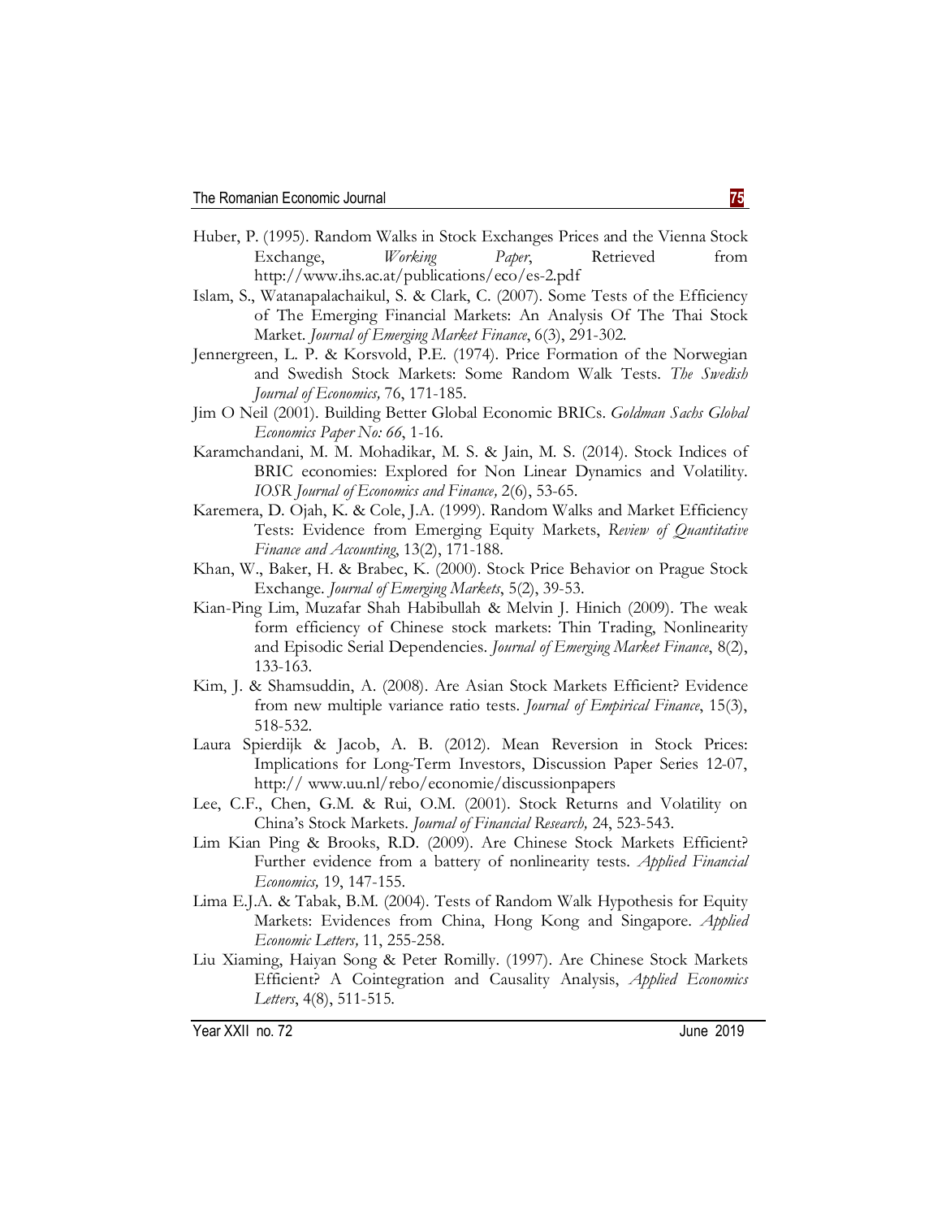Huber, P. (1995). Random Walks in Stock Exchanges Prices and the Vienna Stock Exchange, *Working Paper*, Retrieved from http://www.ihs.ac.at/publications/eco/es-2.pdf

Islam, S., Watanapalachaikul, S. & Clark, C. (2007). Some Tests of the Efficiency of The Emerging Financial Markets: An Analysis Of The Thai Stock Market. *Journal of Emerging Market Finance*, 6(3), 291-302.

Jennergreen, L. P. & Korsvold, P.E. (1974). Price Formation of the Norwegian and Swedish Stock Markets: Some Random Walk Tests. *The Swedish Journal of Economics,* 76, 171-185.

Jim O Neil (2001). Building Better Global Economic BRICs. *Goldman Sachs Global Economics Paper No: 66*, 1-16.

Karamchandani, M. M. Mohadikar, M. S. & Jain, M. S. (2014). Stock Indices of BRIC economies: Explored for Non Linear Dynamics and Volatility. *IOSR Journal of Economics and Finance,* 2(6), 53-65.

Karemera, D. Ojah, K. & Cole, J.A. (1999). Random Walks and Market Efficiency Tests: Evidence from Emerging Equity Markets, *Review of Quantitative Finance and Accounting*, 13(2), 171-188.

Khan, W., Baker, H. & Brabec, K. (2000). Stock Price Behavior on Prague Stock Exchange. *Journal of Emerging Markets*, 5(2), 39-53.

Kian-Ping Lim, Muzafar Shah Habibullah & Melvin J. Hinich (2009). The weak form efficiency of Chinese stock markets: Thin Trading, Nonlinearity and Episodic Serial Dependencies. *Journal of Emerging Market Finance*, 8(2), 133-163.

Kim, J. & Shamsuddin, A. (2008). Are Asian Stock Markets Efficient? Evidence from new multiple variance ratio tests. *Journal of Empirical Finance*, 15(3), 518-532.

Laura Spierdijk & Jacob, A. B. (2012). Mean Reversion in Stock Prices: Implications for Long-Term Investors, Discussion Paper Series 12-07, http:// www.uu.nl/rebo/economie/discussionpapers

Lee, C.F., Chen, G.M. & Rui, O.M. (2001). Stock Returns and Volatility on China's Stock Markets. *Journal of Financial Research,* 24, 523-543.

Lim Kian Ping & Brooks, R.D. (2009). Are Chinese Stock Markets Efficient? Further evidence from a battery of nonlinearity tests. *Applied Financial Economics,* 19, 147-155.

Lima E.J.A. & Tabak, B.M. (2004). Tests of Random Walk Hypothesis for Equity Markets: Evidences from China, Hong Kong and Singapore. *Applied Economic Letters,* 11, 255-258.

Liu Xiaming, Haiyan Song & Peter Romilly. (1997). Are Chinese Stock Markets Efficient? A Cointegration and Causality Analysis, *Applied Economics Letters*, 4(8), 511-515.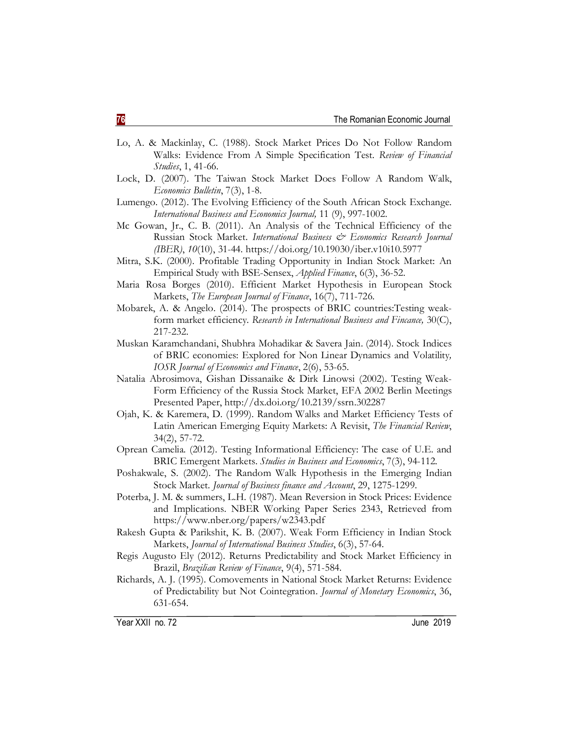Lo, A. & Mackinlay, C. (1988). Stock Market Prices Do Not Follow Random Walks: Evidence From A Simple Specification Test. *Review of Financial Studies*, 1, 41-66.

Lock, D. (2007). The Taiwan Stock Market Does Follow A Random Walk, *Economics Bulletin*, 7(3), 1-8.

Lumengo. (2012). The Evolving Efficiency of the South African Stock Exchange. *International Business and Economics Journal,* 11 (9), 997-1002.

Mc Gowan, Jr., C. B. (2011). An Analysis of the Technical Efficiency of the Russian Stock Market. *International Business & Economics Research Journal (IBER)*, *10*(10), 31-44. https://doi.org/10.19030/iber.v10i10.5977

Mitra, S.K. (2000). Profitable Trading Opportunity in Indian Stock Market: An Empirical Study with BSE-Sensex, *Applied Finance*, 6(3), 36-52.

Maria Rosa Borges (2010). Efficient Market Hypothesis in European Stock Markets, *The European Journal of Finance*, 16(7), 711-726.

Mobarek, A. & Angelo. (2014). The prospects of BRIC countries:Testing weak-form market efficiency. *Research in International Business and Fincance,* 30(C), 217-232.

Muskan Karamchandani, Shubhra Mohadikar & Savera Jain. (2014). Stock Indices of BRIC economies: Explored for Non Linear Dynamics and Volatility*, IOSR Journal of Economics and Finance*, 2(6), 53-65.

Natalia Abrosimova, Gishan Dissanaike & Dirk Linowsi (2002). Testing Weak-Form Efficiency of the Russia Stock Market, EFA 2002 Berlin Meetings Presented Paper, http://dx.doi.org/10.2139/ssrn.302287

Ojah, K. & Karemera, D. (1999). Random Walks and Market Efficiency Tests of Latin American Emerging Equity Markets: A Revisit, *The Financial Review*, 34(2), 57-72.

Oprean Camelia. (2012). Testing Informational Efficiency: The case of U.E. and BRIC Emergent Markets. *Studies in Business and Economics*, 7(3), 94-112.

Poshakwale, S. (2002). The Random Walk Hypothesis in the Emerging Indian Stock Market. *Journal of Business finance and Account*, 29, 1275-1299.

Poterba, J. M. & summers, L.H. (1987). Mean Reversion in Stock Prices: Evidence and Implications. NBER Working Paper Series 2343, Retrieved from https://www.nber.org/papers/w2343.pdf

Rakesh Gupta & Parikshit, K. B. (2007). Weak Form Efficiency in Indian Stock Markets, *Journal of International Business Studies*, 6(3), 57-64.

Regis Augusto Ely (2012). Returns Predictability and Stock Market Efficiency in Brazil, *Brazilian Review of Finance*, 9(4), 571-584.

Richards, A. J. (1995). Comovements in National Stock Market Returns: Evidence of Predictability but Not Cointegration. *Journal of Monetary Economics*, 36, 631-654.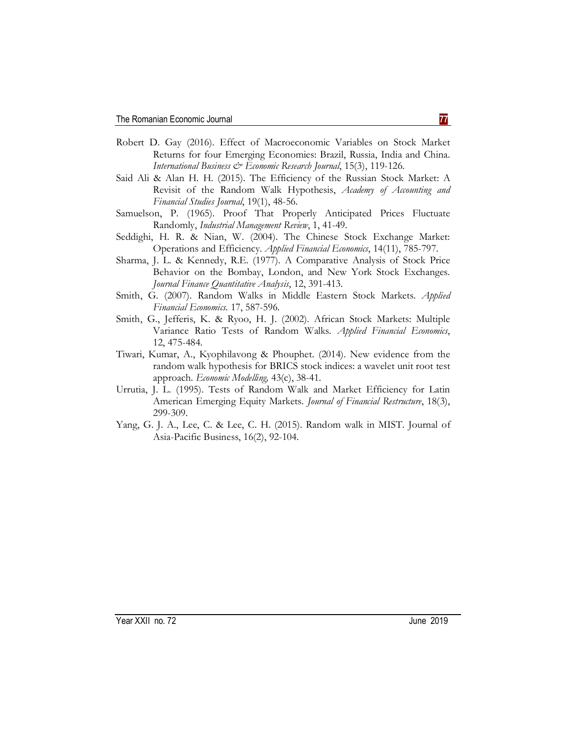Robert D. Gay (2016). Effect of Macroeconomic Variables on Stock Market Returns for four Emerging Economies: Brazil, Russia, India and China. *International Business & Economic Research Journal*, 15(3), 119-126.

Said Ali & Alan H. H. (2015). The Efficiency of the Russian Stock Market: A Revisit of the Random Walk Hypothesis, *Academy of Accounting and Financial Studies Journal*, 19(1), 48-56.

Samuelson, P. (1965). Proof That Properly Anticipated Prices Fluctuate Randomly, *Industrial Management Review*, 1, 41-49.

Seddighi, H. R. & Nian, W. (2004). The Chinese Stock Exchange Market: Operations and Efficiency. *Applied Financial Economics*, 14(11), 785-797.

Sharma, J. L. & Kennedy, R.E. (1977). A Comparative Analysis of Stock Price Behavior on the Bombay, London, and New York Stock Exchanges. *Journal Finance Quantitative Analysis*, 12, 391-413.

Smith, G. (2007). Random Walks in Middle Eastern Stock Markets. *Applied Financial Economics*. 17, 587-596.

Smith, G., Jefferis, K. & Ryoo, H. J. (2002). African Stock Markets: Multiple Variance Ratio Tests of Random Walks. *Applied Financial Economics*, 12, 475-484.

Tiwari, Kumar, A., Kyophilavong & Phouphet. (2014). New evidence from the random walk hypothesis for BRICS stock indices: a wavelet unit root test approach. *Economic Modelling,* 43(c), 38-41.

Urrutia, J. L. (1995). Tests of Random Walk and Market Efficiency for Latin American Emerging Equity Markets. *Journal of Financial Restructure*, 18(3), 299-309.

Yang, G. J. A., Lee, C. & Lee, C. H. (2015). Random walk in MIST. Journal of Asia-Pacific Business, 16(2), 92-104.